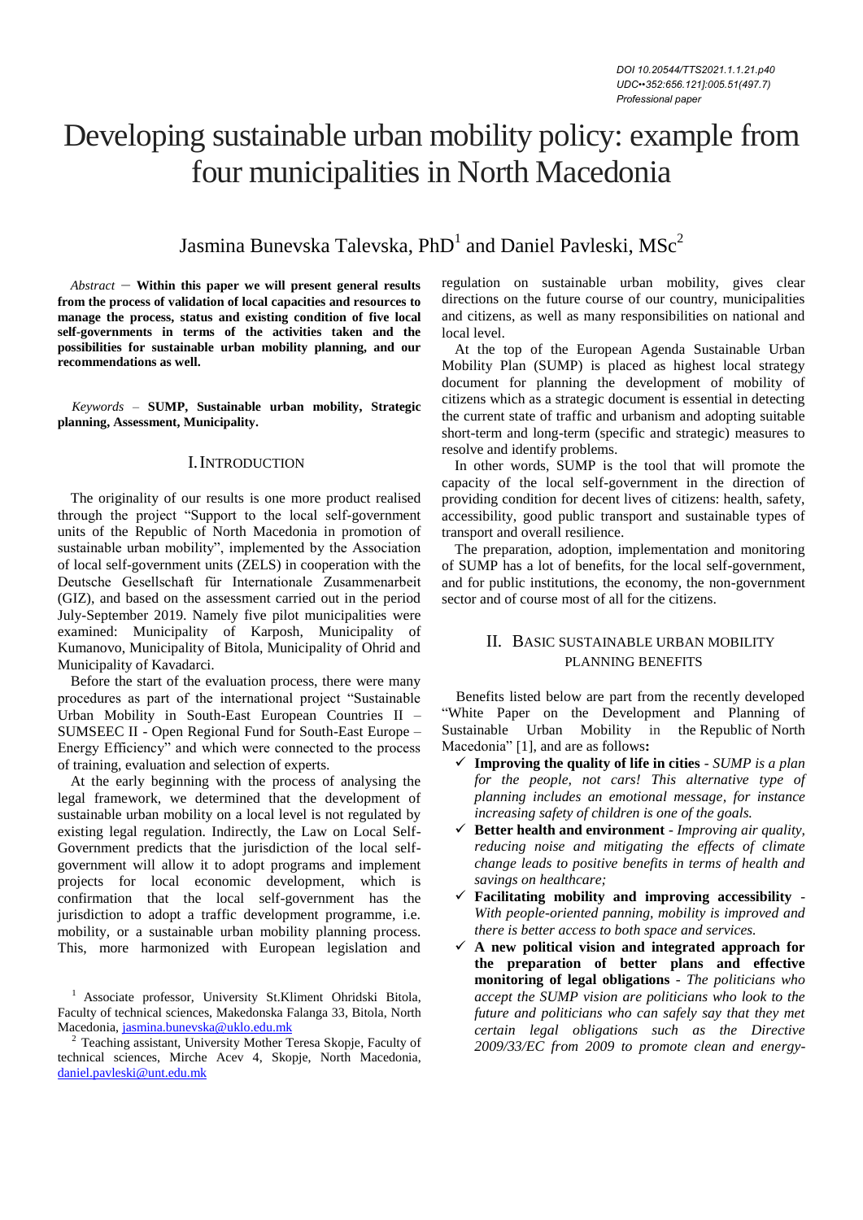DOI 10.20544/TTS2021.1.1.21.p40
UDC••352:656.121]:005.51(497.7)
Professional paper

# Developing sustainable urban mobility policy: example from four municipalities in North Macedonia

Jasmina Bunevska Talevska, PhD[1] and Daniel Pavleski, MSc[2]

*Abstract* – **Within this paper we will present general results from the process of validation of local capacities and resources to manage the process, status and existing condition of five local self-governments in terms of the activities taken and the possibilities for sustainable urban mobility planning, and our recommendations as well.**

*Keywords* – **SUMP, Sustainable urban mobility, Strategic planning, Assessment, Municipality.**

## I. INTRODUCTION

The originality of our results is one more product realised through the project "Support to the local self-government units of the Republic of North Macedonia in promotion of sustainable urban mobility", implemented by the Association of local self-government units (ZELS) in cooperation with the Deutsche Gesellschaft für Internationale Zusammenarbeit (GIZ), and based on the assessment carried out in the period July-September 2019. Namely five pilot municipalities were examined: Municipality of Karposh, Municipality of Kumanovo, Municipality of Bitola, Municipality of Ohrid and Municipality of Kavadarci.

Before the start of the evaluation process, there were many procedures as part of the international project "Sustainable Urban Mobility in South-East European Countries II – SUMSEEC II - Open Regional Fund for South-East Europe – Energy Efficiency" and which were connected to the process of training, evaluation and selection of experts.

At the early beginning with the process of analysing the legal framework, we determined that the development of sustainable urban mobility on a local level is not regulated by existing legal regulation. Indirectly, the Law on Local Self-Government predicts that the jurisdiction of the local self-government will allow it to adopt programs and implement projects for local economic development, which is confirmation that the local self-government has the jurisdiction to adopt a traffic development programme, i.e. mobility, or a sustainable urban mobility planning process. This, more harmonized with European legislation and regulation on sustainable urban mobility, gives clear directions on the future course of our country, municipalities and citizens, as well as many responsibilities on national and local level.

At the top of the European Agenda Sustainable Urban Mobility Plan (SUMP) is placed as highest local strategy document for planning the development of mobility of citizens which as a strategic document is essential in detecting the current state of traffic and urbanism and adopting suitable short-term and long-term (specific and strategic) measures to resolve and identify problems.

In other words, SUMP is the tool that will promote the capacity of the local self-government in the direction of providing condition for decent lives of citizens: health, safety, accessibility, good public transport and sustainable types of transport and overall resilience.

The preparation, adoption, implementation and monitoring of SUMP has a lot of benefits, for the local self-government, and for public institutions, the economy, the non-government sector and of course most of all for the citizens.

## II. BASIC SUSTAINABLE URBAN MOBILITY PLANNING BENEFITS

Benefits listed below are part from the recently developed "White Paper on the Development and Planning of Sustainable Urban Mobility in the Republic of North Macedonia" [1], and are as follows**:**

- ✓ **Improving the quality of life in cities** - *SUMP is a plan for the people, not cars! This alternative type of planning includes an emotional message, for instance increasing safety of children is one of the goals.*
- ✓ **Better health and environment** - *Improving air quality, reducing noise and mitigating the effects of climate change leads to positive benefits in terms of health and savings on healthcare;*
- ✓ **Facilitating mobility and improving accessibility** - *With people-oriented panning, mobility is improved and there is better access to both space and services.*
- ✓ **A new political vision and integrated approach for the preparation of better plans and effective monitoring of legal obligations** - *The politicians who accept the SUMP vision are politicians who look to the future and politicians who can safely say that they met certain legal obligations such as the Directive 2009/33/EC from 2009 to promote clean and energy-*

[1] Associate professor, University St.Kliment Ohridski Bitola, Faculty of technical sciences, Makedonska Falanga 33, Bitola, North Macedonia, jasmina.bunevska@uklo.edu.mk

[2] Teaching assistant, University Mother Teresa Skopje, Faculty of technical sciences, Mirche Acev 4, Skopje, North Macedonia, daniel.pavleski@unt.edu.mk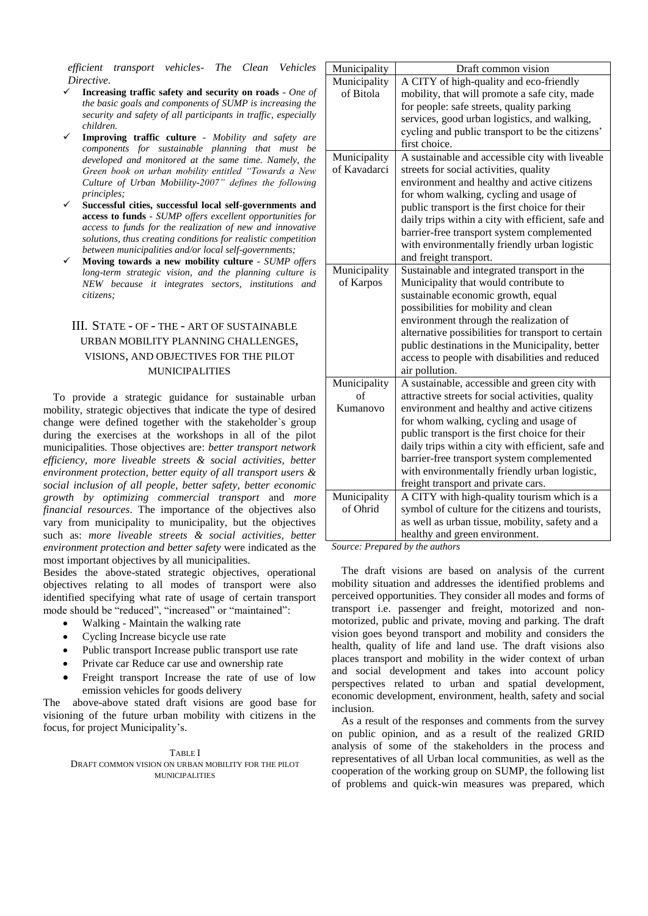*efficient transport vehicles- The Clean Vehicles Directive.*

- ✓ **Increasing traffic safety and security on roads** - *One of the basic goals and components of SUMP is increasing the security and safety of all participants in traffic, especially children.*
- ✓ **Improving traffic culture** - *Mobility and safety are components for sustainable planning that must be developed and monitored at the same time. Namely, the Green book on urban mobility entitled "Towards a New Culture of Urban Mobiility-2007" defines the following principles;*
- ✓ **Successful cities, successful local self-governments and access to funds** - *SUMP offers excellent opportunities for access to funds for the realization of new and innovative solutions, thus creating conditions for realistic competition between municipalities and/or local self-governments;*
- ✓ **Moving towards a new mobility culture** - *SUMP offers long-term strategic vision, and the planning culture is NEW because it integrates sectors, institutions and citizens;*

## III. State - of - the - art of Sustainable Urban Mobility Planning Challenges, Visions, and Objectives for the Pilot Municipalities

To provide a strategic guidance for sustainable urban mobility, strategic objectives that indicate the type of desired change were defined together with the stakeholder`s group during the exercises at the workshops in all of the pilot municipalities. Those objectives are: *better transport network efficiency, more liveable streets & social activities, better environment protection, better equity of all transport users & social inclusion of all people, better safety, better economic growth by optimizing commercial transport* and *more financial resources*. The importance of the objectives also vary from municipality to municipality, but the objectives such as: *more liveable streets & social activities, better environment protection and better safety* were indicated as the most important objectives by all municipalities.

Besides the above-stated strategic objectives, operational objectives relating to all modes of transport were also identified specifying what rate of usage of certain transport mode should be "reduced", "increased" or "maintained":

- Walking - Maintain the walking rate
- Cycling Increase bicycle use rate
- Public transport Increase public transport use rate
- Private car Reduce car use and ownership rate
- Freight transport Increase the rate of use of low emission vehicles for goods delivery

The above-above stated draft visions are good base for visioning of the future urban mobility with citizens in the focus, for project Municipality's.

TABLE I
DRAFT COMMON VISION ON URBAN MOBILITY FOR THE PILOT MUNICIPALITIES

| Municipality | Draft common vision |
|---|---|
| Municipality of Bitola | A CITY of high-quality and eco-friendly mobility, that will promote a safe city, made for people: safe streets, quality parking services, good urban logistics, and walking, cycling and public transport to be the citizens' first choice. |
| Municipality of Kavadarci | A sustainable and accessible city with liveable streets for social activities, quality environment and healthy and active citizens for whom walking, cycling and usage of public transport is the first choice for their daily trips within a city with efficient, safe and barrier-free transport system complemented with environmentally friendly urban logistic and freight transport. |
| Municipality of Karpos | Sustainable and integrated transport in the Municipality that would contribute to sustainable economic growth, equal possibilities for mobility and clean environment through the realization of alternative possibilities for transport to certain public destinations in the Municipality, better access to people with disabilities and reduced air pollution. |
| Municipality of Kumanovo | A sustainable, accessible and green city with attractive streets for social activities, quality environment and healthy and active citizens for whom walking, cycling and usage of public transport is the first choice for their daily trips within a city with efficient, safe and barrier-free transport system complemented with environmentally friendly urban logistic, freight transport and private cars. |
| Municipality of Ohrid | A CITY with high-quality tourism which is a symbol of culture for the citizens and tourists, as well as urban tissue, mobility, safety and a healthy and green environment. |

*Source: Prepared by the authors*

The draft visions are based on analysis of the current mobility situation and addresses the identified problems and perceived opportunities. They consider all modes and forms of transport i.e. passenger and freight, motorized and non-motorized, public and private, moving and parking. The draft vision goes beyond transport and mobility and considers the health, quality of life and land use. The draft visions also places transport and mobility in the wider context of urban and social development and takes into account policy perspectives related to urban and spatial development, economic development, environment, health, safety and social inclusion.

As a result of the responses and comments from the survey on public opinion, and as a result of the realized GRID analysis of some of the stakeholders in the process and representatives of all Urban local communities, as well as the cooperation of the working group on SUMP, the following list of problems and quick-win measures was prepared, which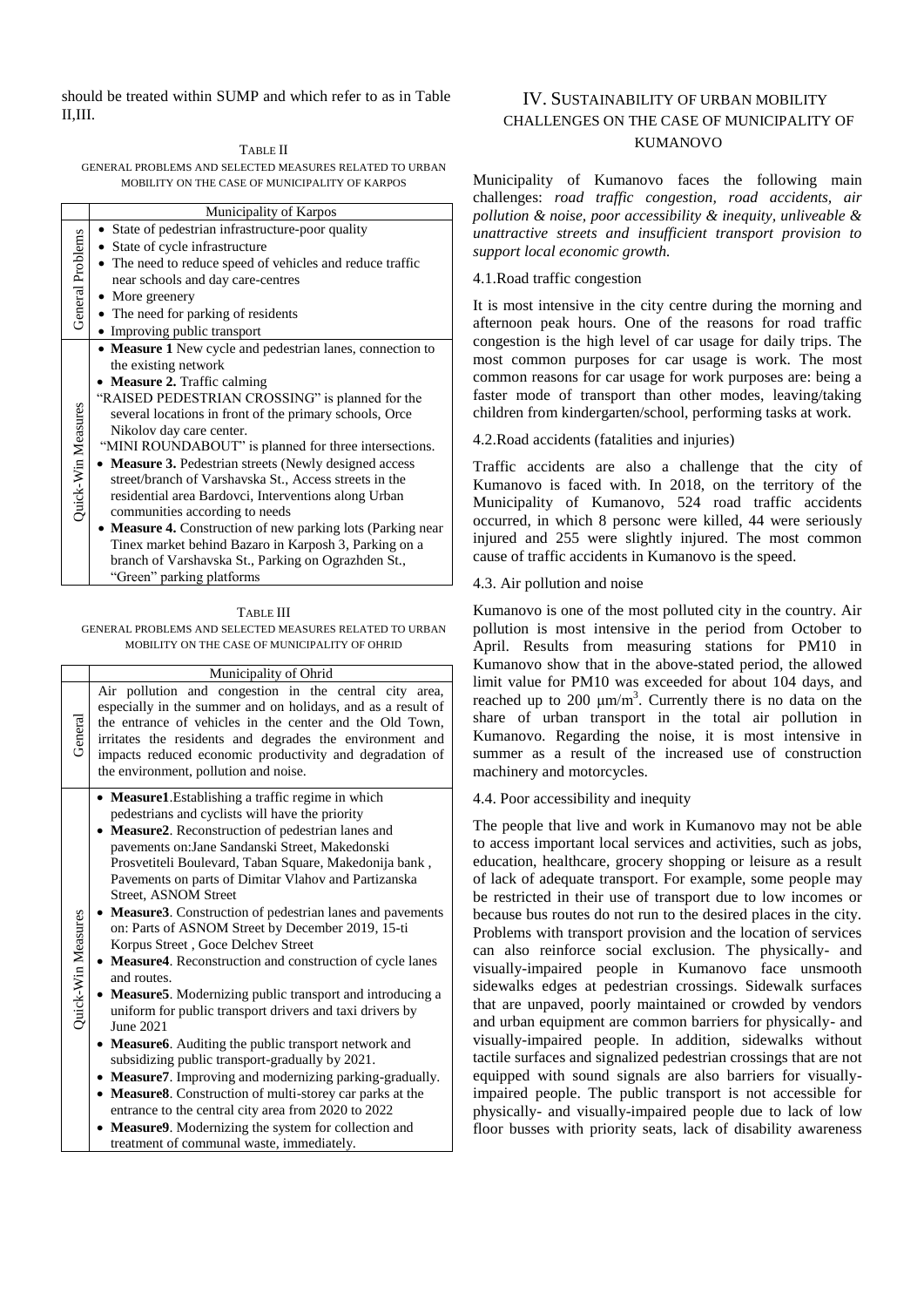should be treated within SUMP and which refer to as in Table II,III.

TABLE II
GENERAL PROBLEMS AND SELECTED MEASURES RELATED TO URBAN MOBILITY ON THE CASE OF MUNICIPALITY OF KARPOS

| | Municipality of Karpos |
|---|---|
| General Problems | • State of pedestrian infrastructure-poor quality<br>• State of cycle infrastructure<br>• The need to reduce speed of vehicles and reduce traffic near schools and day care-centres<br>• More greenery<br>• The need for parking of residents<br>• Improving public transport |
| Quick-Win Measures | • **Measure 1** New cycle and pedestrian lanes, connection to the existing network<br>• **Measure 2.** Traffic calming<br>"RAISED PEDESTRIAN CROSSING" is planned for the several locations in front of the primary schools, Orce Nikolov day care center.<br>"MINI ROUNDABOUT" is planned for three intersections.<br>• **Measure 3.** Pedestrian streets (Newly designed access street/branch of Varshavska St., Access streets in the residential area Bardovci, Interventions along Urban communities according to needs<br>• **Measure 4.** Construction of new parking lots (Parking near Tinex market behind Bazaro in Karposh 3, Parking on a branch of Varshavska St., Parking on Ograzhden St., "Green" parking platforms |

TABLE III
GENERAL PROBLEMS AND SELECTED MEASURES RELATED TO URBAN MOBILITY ON THE CASE OF MUNICIPALITY OF OHRID

| | Municipality of Ohrid |
|---|---|
| General | Air pollution and congestion in the central city area, especially in the summer and on holidays, and as a result of the entrance of vehicles in the center and the Old Town, irritates the residents and degrades the environment and impacts reduced economic productivity and degradation of the environment, pollution and noise. |
| Quick-Win Measures | • **Measure1**.Establishing a traffic regime in which pedestrians and cyclists will have the priority<br>• **Measure2**. Reconstruction of pedestrian lanes and pavements on:Jane Sandanski Street, Makedonski Prosvetiteli Boulevard, Taban Square, Makedonija bank , Pavements on parts of Dimitar Vlahov and Partizanska Street, ASNOM Street<br>• **Measure3**. Construction of pedestrian lanes and pavements on: Parts of ASNOM Street by December 2019, 15-ti Korpus Street , Goce Delchev Street<br>• **Measure4**. Reconstruction and construction of cycle lanes and routes.<br>• **Measure5**. Modernizing public transport and introducing a uniform for public transport drivers and taxi drivers by June 2021<br>• **Measure6**. Auditing the public transport network and subsidizing public transport-gradually by 2021.<br>• **Measure7**. Improving and modernizing parking-gradually.<br>• **Measure8**. Construction of multi-storey car parks at the entrance to the central city area from 2020 to 2022<br>• **Measure9**. Modernizing the system for collection and treatment of communal waste, immediately. |

## IV. SUSTAINABILITY OF URBAN MOBILITY CHALLENGES ON THE CASE OF MUNICIPALITY OF KUMANOVO

Municipality of Kumanovo faces the following main challenges: *road traffic congestion, road accidents, air pollution & noise, poor accessibility & inequity, unliveable & unattractive streets and insufficient transport provision to support local economic growth.*

### 4.1.Road traffic congestion

It is most intensive in the city centre during the morning and afternoon peak hours. One of the reasons for road traffic congestion is the high level of car usage for daily trips. The most common purposes for car usage is work. The most common reasons for car usage for work purposes are: being a faster mode of transport than other modes, leaving/taking children from kindergarten/school, performing tasks at work.

### 4.2.Road accidents (fatalities and injuries)

Traffic accidents are also a challenge that the city of Kumanovo is faced with. In 2018, on the territory of the Municipality of Kumanovo, 524 road traffic accidents occurred, in which 8 personc were killed, 44 were seriously injured and 255 were slightly injured. The most common cause of traffic accidents in Kumanovo is the speed.

### 4.3. Air pollution and noise

Kumanovo is one of the most polluted city in the country. Air pollution is most intensive in the period from October to April. Results from measuring stations for PM10 in Kumanovo show that in the above-stated period, the allowed limit value for PM10 was exceeded for about 104 days, and reached up to 200 $\mu m/m^3$. Currently there is no data on the share of urban transport in the total air pollution in Kumanovo. Regarding the noise, it is most intensive in summer as a result of the increased use of construction machinery and motorcycles.

### 4.4. Poor accessibility and inequity

The people that live and work in Kumanovo may not be able to access important local services and activities, such as jobs, education, healthcare, grocery shopping or leisure as a result of lack of adequate transport. For example, some people may be restricted in their use of transport due to low incomes or because bus routes do not run to the desired places in the city. Problems with transport provision and the location of services can also reinforce social exclusion. The physically- and visually-impaired people in Kumanovo face unsmooth sidewalks edges at pedestrian crossings. Sidewalk surfaces that are unpaved, poorly maintained or crowded by vendors and urban equipment are common barriers for physically- and visually-impaired people. In addition, sidewalks without tactile surfaces and signalized pedestrian crossings that are not equipped with sound signals are also barriers for visually-impaired people. The public transport is not accessible for physically- and visually-impaired people due to lack of low floor busses with priority seats, lack of disability awareness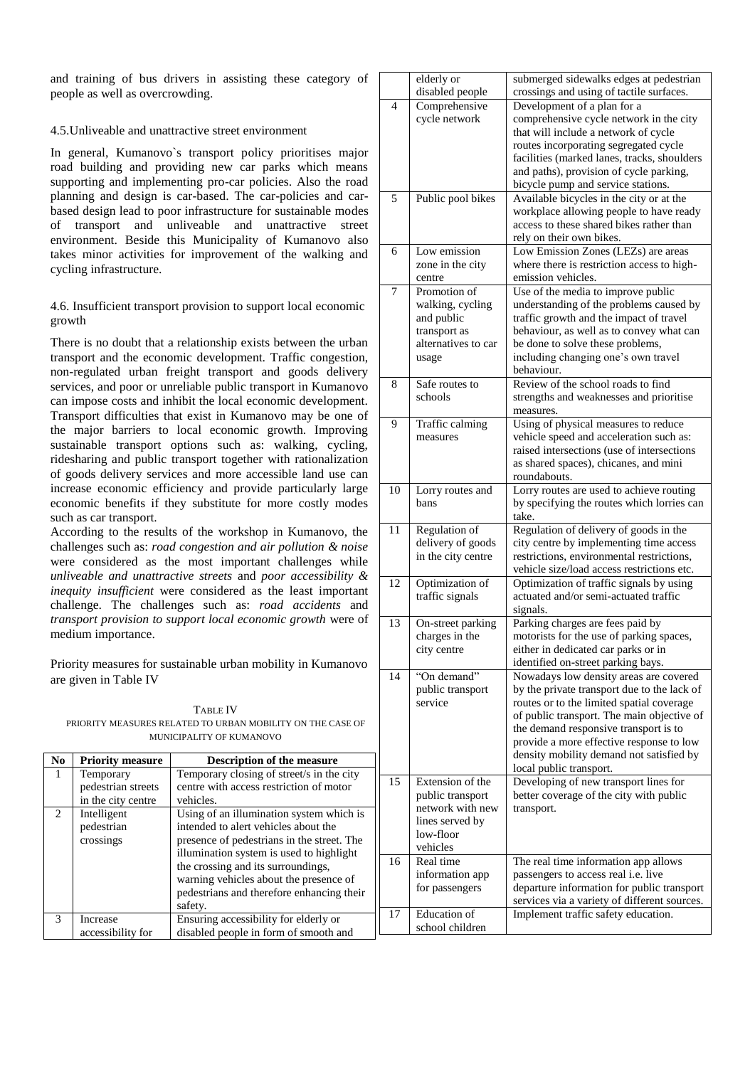and training of bus drivers in assisting these category of people as well as overcrowding.

### 4.5. Unliveable and unattractive street environment

In general, Kumanovo`s transport policy prioritises major road building and providing new car parks which means supporting and implementing pro-car policies. Also the road planning and design is car-based. The car-policies and car-based design lead to poor infrastructure for sustainable modes of transport and unliveable and unattractive street environment. Beside this Municipality of Kumanovo also takes minor activities for improvement of the walking and cycling infrastructure.

### 4.6. Insufficient transport provision to support local economic growth

There is no doubt that a relationship exists between the urban transport and the economic development. Traffic congestion, non-regulated urban freight transport and goods delivery services, and poor or unreliable public transport in Kumanovo can impose costs and inhibit the local economic development. Transport difficulties that exist in Kumanovo may be one of the major barriers to local economic growth. Improving sustainable transport options such as: walking, cycling, ridesharing and public transport together with rationalization of goods delivery services and more accessible land use can increase economic efficiency and provide particularly large economic benefits if they substitute for more costly modes such as car transport.

According to the results of the workshop in Kumanovo, the challenges such as: *road congestion and air pollution & noise* were considered as the most important challenges while *unliveable and unattractive streets* and *poor accessibility & inequity insufficient* were considered as the least important challenge. The challenges such as: *road accidents* and *transport provision to support local economic growth* were of medium importance.

Priority measures for sustainable urban mobility in Kumanovo are given in Table IV

TABLE IV
PRIORITY MEASURES RELATED TO URBAN MOBILITY ON THE CASE OF MUNICIPALITY OF KUMANOVO

| No | Priority measure | Description of the measure |
|---|---|---|
| 1 | Temporary pedestrian streets in the city centre | Temporary closing of street/s in the city centre with access restriction of motor vehicles. |
| 2 | Intelligent pedestrian crossings | Using of an illumination system which is intended to alert vehicles about the presence of pedestrians in the street. The illumination system is used to highlight the crossing and its surroundings, warning vehicles about the presence of pedestrians and therefore enhancing their safety. |
| 3 | Increase accessibility for elderly or disabled people | Ensuring accessibility for elderly or disabled people in form of smooth and submerged sidewalks edges at pedestrian crossings and using of tactile surfaces. |
| 4 | Comprehensive cycle network | Development of a plan for a comprehensive cycle network in the city that will include a network of cycle routes incorporating segregated cycle facilities (marked lanes, tracks, shoulders and paths), provision of cycle parking, bicycle pump and service stations. |
| 5 | Public pool bikes | Available bicycles in the city or at the workplace allowing people to have ready access to these shared bikes rather than rely on their own bikes. |
| 6 | Low emission zone in the city centre | Low Emission Zones (LEZs) are areas where there is restriction access to high-emission vehicles. |
| 7 | Promotion of walking, cycling and public transport as alternatives to car usage | Use of the media to improve public understanding of the problems caused by traffic growth and the impact of travel behaviour, as well as to convey what can be done to solve these problems, including changing one's own travel behaviour. |
| 8 | Safe routes to schools | Review of the school roads to find strengths and weaknesses and prioritise measures. |
| 9 | Traffic calming measures | Using of physical measures to reduce vehicle speed and acceleration such as: raised intersections (use of intersections as shared spaces), chicanes, and mini roundabouts. |
| 10 | Lorry routes and bans | Lorry routes are used to achieve routing by specifying the routes which lorries can take. |
| 11 | Regulation of delivery of goods in the city centre | Regulation of delivery of goods in the city centre by implementing time access restrictions, environmental restrictions, vehicle size/load access restrictions etc. |
| 12 | Optimization of traffic signals | Optimization of traffic signals by using actuated and/or semi-actuated traffic signals. |
| 13 | On-street parking charges in the city centre | Parking charges are fees paid by motorists for the use of parking spaces, either in dedicated car parks or in identified on-street parking bays. |
| 14 | "On demand" public transport service | Nowadays low density areas are covered by the private transport due to the lack of routes or to the limited spatial coverage of public transport. The main objective of the demand responsive transport is to provide a more effective response to low density mobility demand not satisfied by local public transport. |
| 15 | Extension of the public transport network with new lines served by low-floor vehicles | Developing of new transport lines for better coverage of the city with public transport. |
| 16 | Real time information app for passengers | The real time information app allows passengers to access real i.e. live departure information for public transport services via a variety of different sources. |
| 17 | Education of school children | Implement traffic safety education. |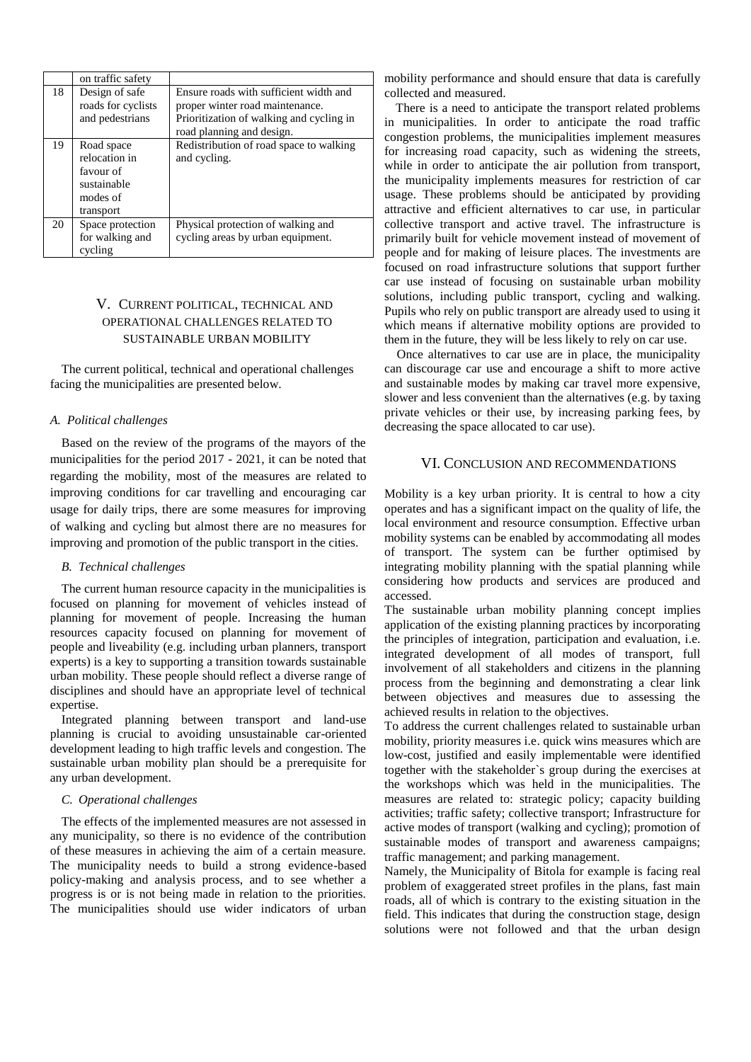|  | on traffic safety |  |
|---|---|---|
| 18 | Design of safe roads for cyclists and pedestrians | Ensure roads with sufficient width and proper winter road maintenance. Prioritization of walking and cycling in road planning and design. |
| 19 | Road space relocation in favour of sustainable modes of transport | Redistribution of road space to walking and cycling. |
| 20 | Space protection for walking and cycling | Physical protection of walking and cycling areas by urban equipment. |

## V. Current Political, Technical and Operational Challenges Related to Sustainable Urban Mobility

The current political, technical and operational challenges facing the municipalities are presented below.

### *A. Political challenges*

Based on the review of the programs of the mayors of the municipalities for the period 2017 - 2021, it can be noted that regarding the mobility, most of the measures are related to improving conditions for car travelling and encouraging car usage for daily trips, there are some measures for improving of walking and cycling but almost there are no measures for improving and promotion of the public transport in the cities.

### *B. Technical challenges*

The current human resource capacity in the municipalities is focused on planning for movement of vehicles instead of planning for movement of people. Increasing the human resources capacity focused on planning for movement of people and liveability (e.g. including urban planners, transport experts) is a key to supporting a transition towards sustainable urban mobility. These people should reflect a diverse range of disciplines and should have an appropriate level of technical expertise.

Integrated planning between transport and land-use planning is crucial to avoiding unsustainable car-oriented development leading to high traffic levels and congestion. The sustainable urban mobility plan should be a prerequisite for any urban development.

### *C. Operational challenges*

The effects of the implemented measures are not assessed in any municipality, so there is no evidence of the contribution of these measures in achieving the aim of a certain measure. The municipality needs to build a strong evidence-based policy-making and analysis process, and to see whether a progress is or is not being made in relation to the priorities. The municipalities should use wider indicators of urban mobility performance and should ensure that data is carefully collected and measured.

There is a need to anticipate the transport related problems in municipalities. In order to anticipate the road traffic congestion problems, the municipalities implement measures for increasing road capacity, such as widening the streets, while in order to anticipate the air pollution from transport, the municipality implements measures for restriction of car usage. These problems should be anticipated by providing attractive and efficient alternatives to car use, in particular collective transport and active travel. The infrastructure is primarily built for vehicle movement instead of movement of people and for making of leisure places. The investments are focused on road infrastructure solutions that support further car use instead of focusing on sustainable urban mobility solutions, including public transport, cycling and walking. Pupils who rely on public transport are already used to using it which means if alternative mobility options are provided to them in the future, they will be less likely to rely on car use.

Once alternatives to car use are in place, the municipality can discourage car use and encourage a shift to more active and sustainable modes by making car travel more expensive, slower and less convenient than the alternatives (e.g. by taxing private vehicles or their use, by increasing parking fees, by decreasing the space allocated to car use).

## VI. Conclusion and Recommendations

Mobility is a key urban priority. It is central to how a city operates and has a significant impact on the quality of life, the local environment and resource consumption. Effective urban mobility systems can be enabled by accommodating all modes of transport. The system can be further optimised by integrating mobility planning with the spatial planning while considering how products and services are produced and accessed.

The sustainable urban mobility planning concept implies application of the existing planning practices by incorporating the principles of integration, participation and evaluation, i.e. integrated development of all modes of transport, full involvement of all stakeholders and citizens in the planning process from the beginning and demonstrating a clear link between objectives and measures due to assessing the achieved results in relation to the objectives.

To address the current challenges related to sustainable urban mobility, priority measures i.e. quick wins measures which are low-cost, justified and easily implementable were identified together with the stakeholder`s group during the exercises at the workshops which was held in the municipalities. The measures are related to: strategic policy; capacity building activities; traffic safety; collective transport; Infrastructure for active modes of transport (walking and cycling); promotion of sustainable modes of transport and awareness campaigns; traffic management; and parking management.

Namely, the Municipality of Bitola for example is facing real problem of exaggerated street profiles in the plans, fast main roads, all of which is contrary to the existing situation in the field. This indicates that during the construction stage, design solutions were not followed and that the urban design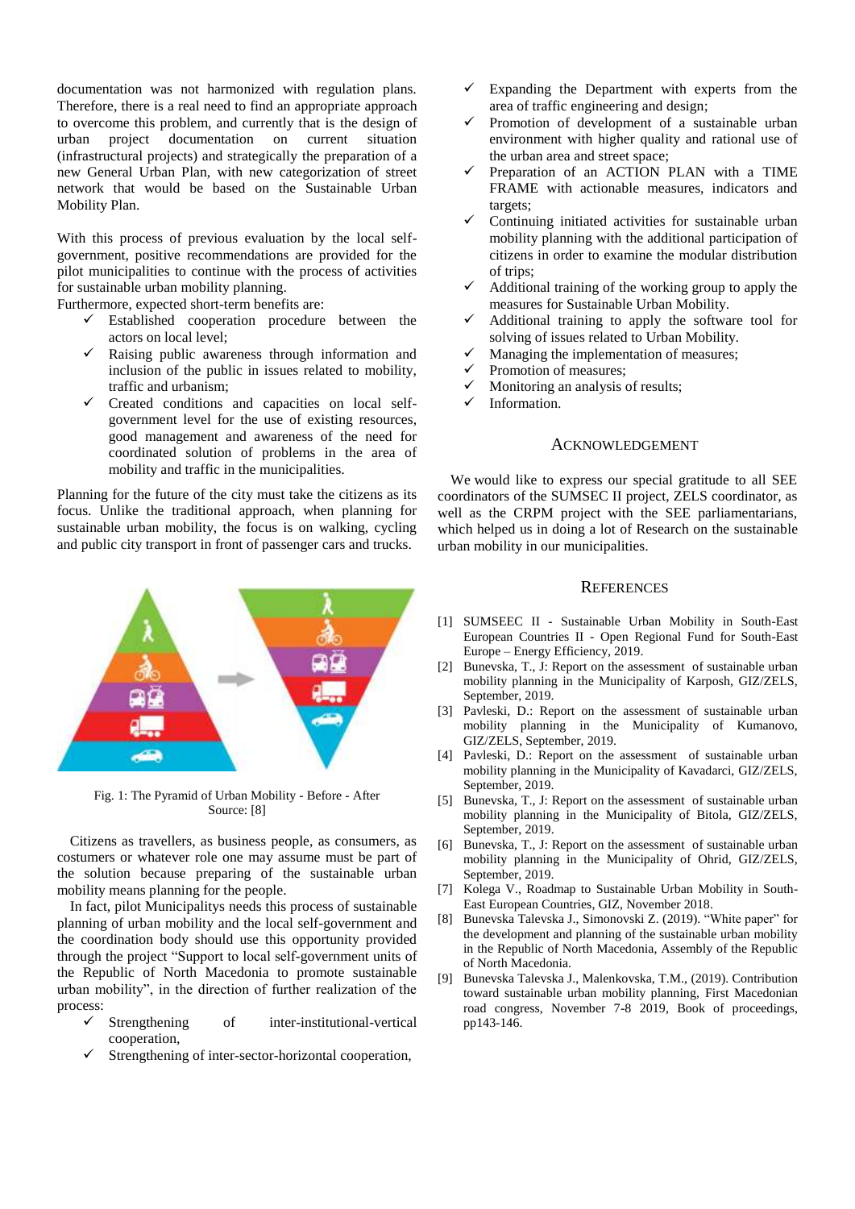documentation was not harmonized with regulation plans. Therefore, there is a real need to find an appropriate approach to overcome this problem, and currently that is the design of urban project documentation on current situation (infrastructural projects) and strategically the preparation of a new General Urban Plan, with new categorization of street network that would be based on the Sustainable Urban Mobility Plan.

With this process of previous evaluation by the local self-government, positive recommendations are provided for the pilot municipalities to continue with the process of activities for sustainable urban mobility planning.

Furthermore, expected short-term benefits are:

- ✓ Established cooperation procedure between the actors on local level;
- ✓ Raising public awareness through information and inclusion of the public in issues related to mobility, traffic and urbanism;
- ✓ Created conditions and capacities on local self-government level for the use of existing resources, good management and awareness of the need for coordinated solution of problems in the area of mobility and traffic in the municipalities.

Planning for the future of the city must take the citizens as its focus. Unlike the traditional approach, when planning for sustainable urban mobility, the focus is on walking, cycling and public city transport in front of passenger cars and trucks.

Fig. 1: The Pyramid of Urban Mobility - Before - After
Source: [8]

Citizens as travellers, as business people, as consumers, as costumers or whatever role one may assume must be part of the solution because preparing of the sustainable urban mobility means planning for the people.

In fact, pilot Municipalitys needs this process of sustainable planning of urban mobility and the local self-government and the coordination body should use this opportunity provided through the project "Support to local self-government units of the Republic of North Macedonia to promote sustainable urban mobility", in the direction of further realization of the process:

- ✓ Strengthening of inter-institutional-vertical cooperation,
- ✓ Strengthening of inter-sector-horizontal cooperation,
- ✓ Expanding the Department with experts from the area of traffic engineering and design;
- ✓ Promotion of development of a sustainable urban environment with higher quality and rational use of the urban area and street space;
- ✓ Preparation of an ACTION PLAN with a TIME FRAME with actionable measures, indicators and targets;
- ✓ Continuing initiated activities for sustainable urban mobility planning with the additional participation of citizens in order to examine the modular distribution of trips;
- ✓ Additional training of the working group to apply the measures for Sustainable Urban Mobility.
- ✓ Additional training to apply the software tool for solving of issues related to Urban Mobility.
- ✓ Managing the implementation of measures;
- ✓ Promotion of measures;
- ✓ Monitoring an analysis of results;
- ✓ Information.

## ACKNOWLEDGEMENT

We would like to express our special gratitude to all SEE coordinators of the SUMSEC II project, ZELS coordinator, as well as the CRPM project with the SEE parliamentarians, which helped us in doing a lot of Research on the sustainable urban mobility in our municipalities.

## REFERENCES

[1] SUMSEEC II - Sustainable Urban Mobility in South-East European Countries II - Open Regional Fund for South-East Europe – Energy Efficiency, 2019.

[2] Bunevska, T., J: Report on the assessment of sustainable urban mobility planning in the Municipality of Karposh, GIZ/ZELS, September, 2019.

[3] Pavleski, D.: Report on the assessment of sustainable urban mobility planning in the Municipality of Kumanovo, GIZ/ZELS, September, 2019.

[4] Pavleski, D.: Report on the assessment of sustainable urban mobility planning in the Municipality of Kavadarci, GIZ/ZELS, September, 2019.

[5] Bunevska, T., J: Report on the assessment of sustainable urban mobility planning in the Municipality of Bitola, GIZ/ZELS, September, 2019.

[6] Bunevska, T., J: Report on the assessment of sustainable urban mobility planning in the Municipality of Ohrid, GIZ/ZELS, September, 2019.

[7] Kolega V., Roadmap to Sustainable Urban Mobility in South-East European Countries, GIZ, November 2018.

[8] Bunevska Talevska J., Simonovski Z. (2019). "White paper" for the development and planning of the sustainable urban mobility in the Republic of North Macedonia, Assembly of the Republic of North Macedonia.

[9] Bunevska Talevska J., Malenkovska, T.M., (2019). Contribution toward sustainable urban mobility planning, First Macedonian road congress, November 7-8 2019, Book of proceedings, pp143-146.